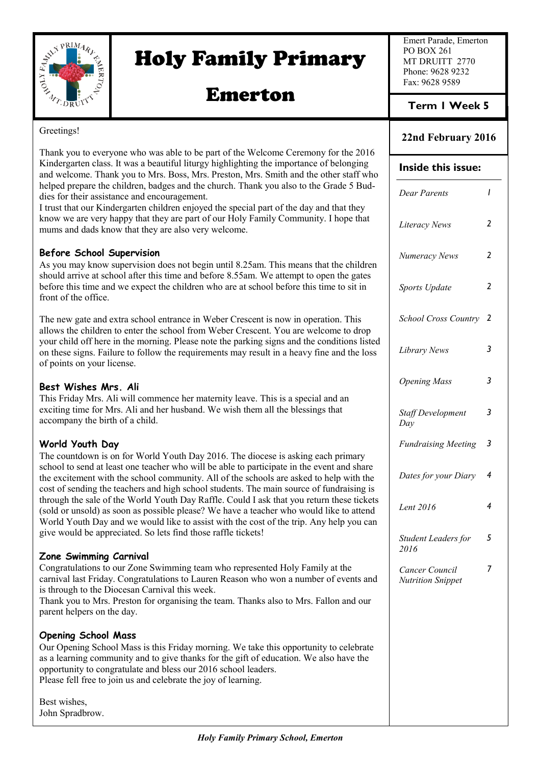# Holy Family Primary

# Emerton

Emert Parade, Emerton
PO BOX 261
MT DRUITT 2770
Phone: 9628 9232
Fax: 9628 9589

**Term 1 Week 5**

**22nd February 2016**

## Inside this issue:

| | |
|---|---|
| *Dear Parents* | 1 |
| *Literacy News* | 2 |
| *Numeracy News* | 2 |
| *Sports Update* | 2 |
| *School Cross Country* | 2 |
| *Library News* | 3 |
| *Opening Mass* | 3 |
| *Staff Development Day* | 3 |
| *Fundraising Meeting* | 3 |
| *Dates for your Diary* | 4 |
| *Lent 2016* | 4 |
| *Student Leaders for 2016* | 5 |
| *Cancer Council Nutrition Snippet* | 7 |

Greetings!

Thank you to everyone who was able to be part of the Welcome Ceremony for the 2016 Kindergarten class. It was a beautiful liturgy highlighting the importance of belonging and welcome. Thank you to Mrs. Boss, Mrs. Preston, Mrs. Smith and the other staff who helped prepare the children, badges and the church. Thank you also to the Grade 5 Buddies for their assistance and encouragement.

I trust that our Kindergarten children enjoyed the special part of the day and that they know we are very happy that they are part of our Holy Family Community. I hope that mums and dads know that they are also very welcome.

### Before School Supervision

As you may know supervision does not begin until 8.25am. This means that the children should arrive at school after this time and before 8.55am. We attempt to open the gates before this time and we expect the children who are at school before this time to sit in front of the office.

The new gate and extra school entrance in Weber Crescent is now in operation. This allows the children to enter the school from Weber Crescent. You are welcome to drop your child off here in the morning. Please note the parking signs and the conditions listed on these signs. Failure to follow the requirements may result in a heavy fine and the loss of points on your license.

### Best Wishes Mrs. Ali

This Friday Mrs. Ali will commence her maternity leave. This is a special and an exciting time for Mrs. Ali and her husband. We wish them all the blessings that accompany the birth of a child.

### World Youth Day

The countdown is on for World Youth Day 2016. The diocese is asking each primary school to send at least one teacher who will be able to participate in the event and share the excitement with the school community. All of the schools are asked to help with the cost of sending the teachers and high school students. The main source of fundraising is through the sale of the World Youth Day Raffle. Could I ask that you return these tickets (sold or unsold) as soon as possible please? We have a teacher who would like to attend World Youth Day and we would like to assist with the cost of the trip. Any help you can give would be appreciated. So lets find those raffle tickets!

### Zone Swimming Carnival

Congratulations to our Zone Swimming team who represented Holy Family at the carnival last Friday. Congratulations to Lauren Reason who won a number of events and is through to the Diocesan Carnival this week.

Thank you to Mrs. Preston for organising the team. Thanks also to Mrs. Fallon and our parent helpers on the day.

### Opening School Mass

Our Opening School Mass is this Friday morning. We take this opportunity to celebrate as a learning community and to give thanks for the gift of education. We also have the opportunity to congratulate and bless our 2016 school leaders.

Please fell free to join us and celebrate the joy of learning.

Best wishes,
John Spradbrow.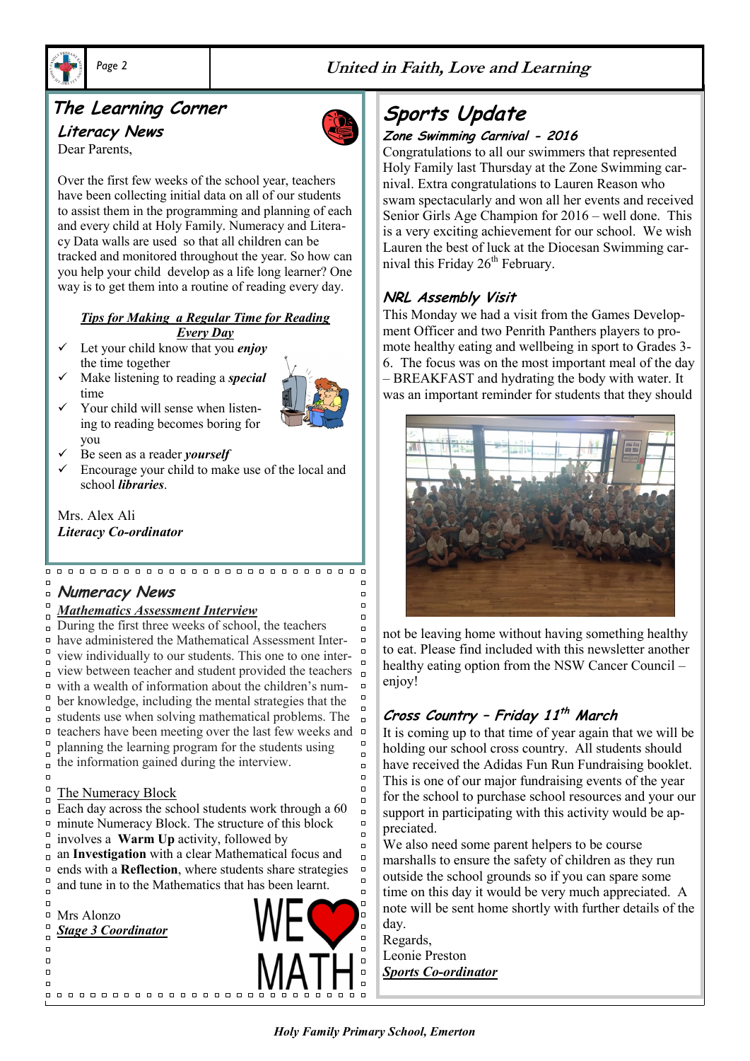## The Learning Corner

### Literacy News

Dear Parents,

Over the first few weeks of the school year, teachers have been collecting initial data on all of our students to assist them in the programming and planning of each and every child at Holy Family. Numeracy and Literacy Data walls are used so that all children can be tracked and monitored throughout the year. So how can you help your child develop as a life long learner? One way is to get them into a routine of reading every day.

***Tips for Making a Regular Time for Reading Every Day***

- ✓ Let your child know that you ***enjoy*** the time together
- ✓ Make listening to reading a ***special*** time
- ✓ Your child will sense when listening to reading becomes boring for you
- ✓ Be seen as a reader ***yourself***
- ✓ Encourage your child to make use of the local and school ***libraries***.

Mrs. Alex Ali
***Literacy Co-ordinator***

### Numeracy News

***Mathematics Assessment Interview***

During the first three weeks of school, the teachers have administered the Mathematical Assessment Interview individually to our students. This one to one interview between teacher and student provided the teachers with a wealth of information about the children's number knowledge, including the mental strategies that the students use when solving mathematical problems. The teachers have been meeting over the last few weeks and planning the learning program for the students using the information gained during the interview.

The Numeracy Block

Each day across the school students work through a 60 minute Numeracy Block. The structure of this block involves a **Warm Up** activity, followed by an **Investigation** with a clear Mathematical focus and ends with a **Reflection**, where students share strategies and tune in to the Mathematics that has been learnt.

Mrs Alonzo
***Stage 3 Coordinator***

WE ❤ MATH

## Sports Update

### Zone Swimming Carnival - 2016

Congratulations to all our swimmers that represented Holy Family last Thursday at the Zone Swimming carnival. Extra congratulations to Lauren Reason who swam spectacularly and won all her events and received Senior Girls Age Champion for 2016 – well done. This is a very exciting achievement for our school. We wish Lauren the best of luck at the Diocesan Swimming carnival this Friday 26th February.

### NRL Assembly Visit

This Monday we had a visit from the Games Development Officer and two Penrith Panthers players to promote healthy eating and wellbeing in sport to Grades 3-6. The focus was on the most important meal of the day – BREAKFAST and hydrating the body with water. It was an important reminder for students that they should not be leaving home without having something healthy to eat. Please find included with this newsletter another healthy eating option from the NSW Cancer Council – enjoy!

### Cross Country – Friday 11th March

It is coming up to that time of year again that we will be holding our school cross country. All students should have received the Adidas Fun Run Fundraising booklet. This is one of our major fundraising events of the year for the school to purchase school resources and your our support in participating with this activity would be appreciated.

We also need some parent helpers to be course marshalls to ensure the safety of children as they run outside the school grounds so if you can spare some time on this day it would be very much appreciated. A note will be sent home shortly with further details of the day.

Regards,
Leonie Preston
***Sports Co-ordinator***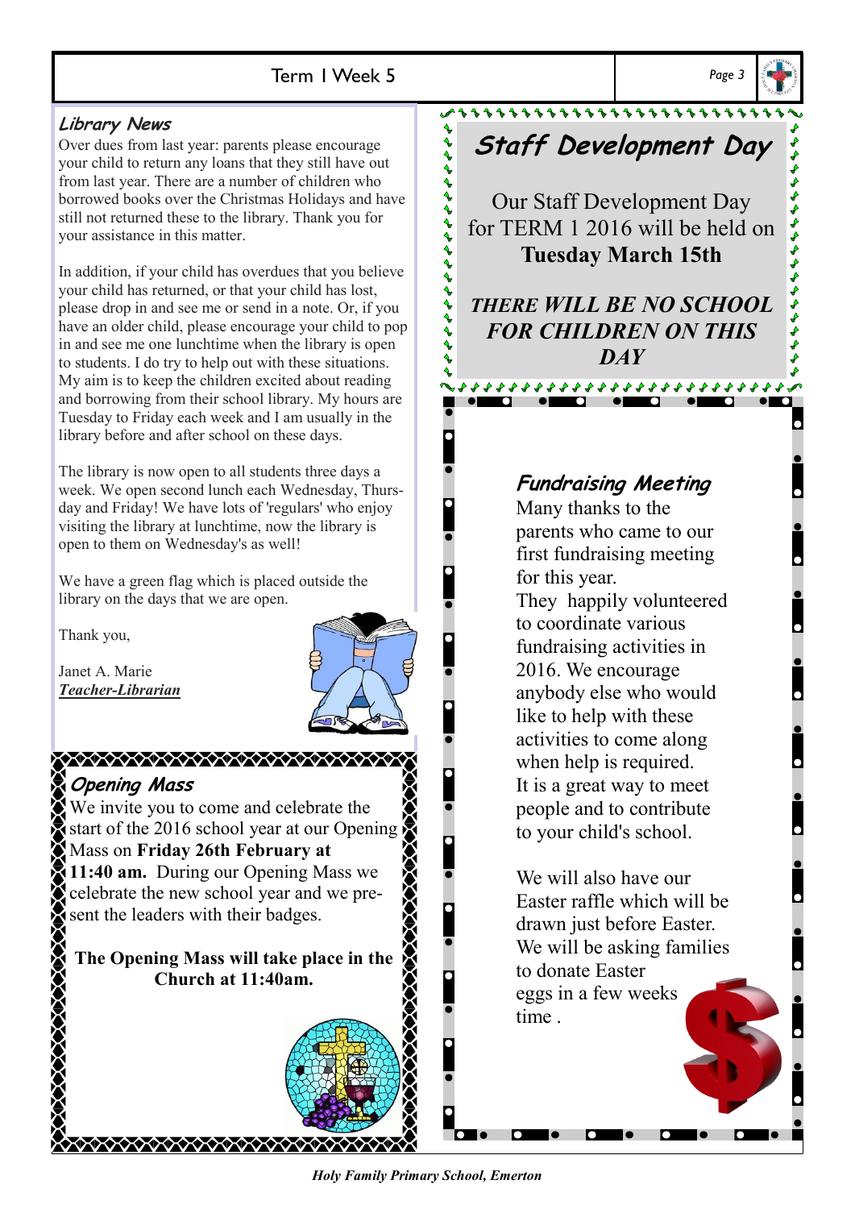## Library News

Over dues from last year: parents please encourage your child to return any loans that they still have out from last year. There are a number of children who borrowed books over the Christmas Holidays and have still not returned these to the library. Thank you for your assistance in this matter.

In addition, if your child has overdues that you believe your child has returned, or that your child has lost, please drop in and see me or send in a note. Or, if you have an older child, please encourage your child to pop in and see me one lunchtime when the library is open to students. I do try to help out with these situations. My aim is to keep the children excited about reading and borrowing from their school library. My hours are Tuesday to Friday each week and I am usually in the library before and after school on these days.

The library is now open to all students three days a week. We open second lunch each Wednesday, Thursday and Friday! We have lots of 'regulars' who enjoy visiting the library at lunchtime, now the library is open to them on Wednesday's as well!

We have a green flag which is placed outside the library on the days that we are open.

Thank you,

Janet A. Marie
***Teacher-Librarian***

## Opening Mass

We invite you to come and celebrate the start of the 2016 school year at our Opening Mass on **Friday 26th February at 11:40 am.** During our Opening Mass we celebrate the new school year and we present the leaders with their badges.

**The Opening Mass will take place in the Church at 11:40am.**

## Staff Development Day

Our Staff Development Day for TERM 1 2016 will be held on **Tuesday March 15th**

***THERE WILL BE NO SCHOOL FOR CHILDREN ON THIS DAY***

## Fundraising Meeting

Many thanks to the parents who came to our first fundraising meeting for this year.
They happily volunteered to coordinate various fundraising activities in 2016. We encourage anybody else who would like to help with these activities to come along when help is required.
It is a great way to meet people and to contribute to your child's school.

We will also have our Easter raffle which will be drawn just before Easter. We will be asking families to donate Easter eggs in a few weeks time .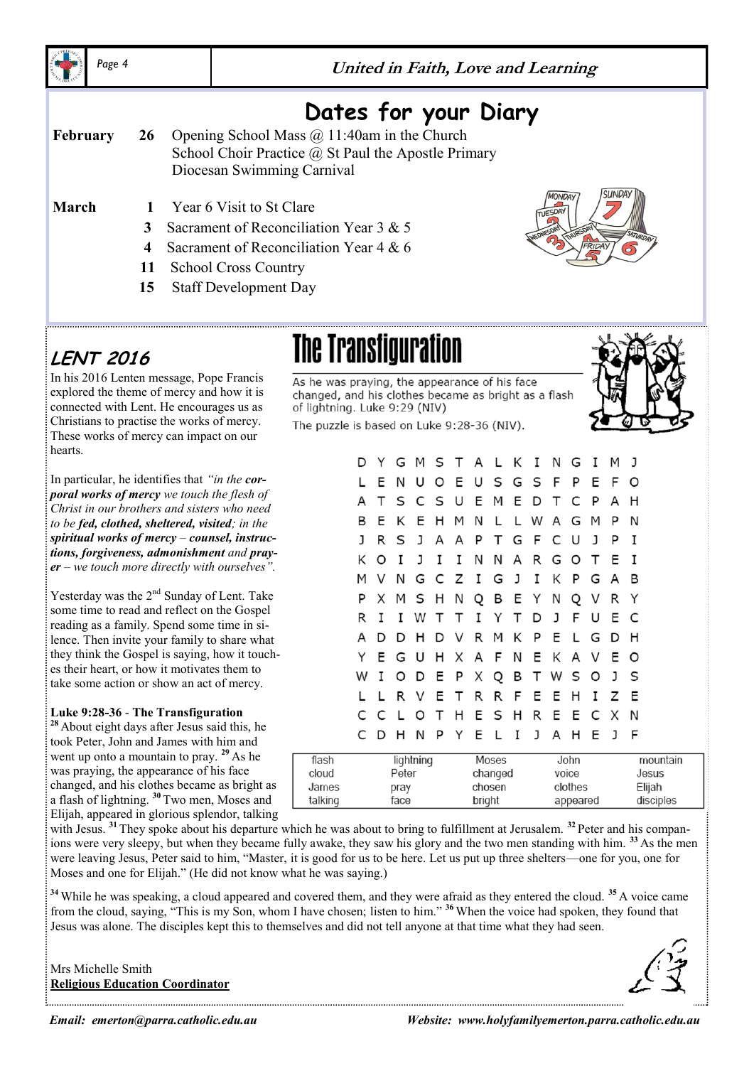## Dates for your Diary

| | | |
|---|---|---|
| **February** | **26** | Opening School Mass @ 11:40am in the Church |
| | | School Choir Practice @ St Paul the Apostle Primary |
| | | Diocesan Swimming Carnival |
| **March** | **1** | Year 6 Visit to St Clare |
| | **3** | Sacrament of Reconciliation Year 3 & 5 |
| | **4** | Sacrament of Reconciliation Year 4 & 6 |
| | **11** | School Cross Country |
| | **15** | Staff Development Day |

## LENT 2016

In his 2016 Lenten message, Pope Francis explored the theme of mercy and how it is connected with Lent. He encourages us as Christians to practise the works of mercy. These works of mercy can impact on our hearts.

In particular, he identifies that *"in the* ***corporal works of mercy*** *we touch the flesh of Christ in our brothers and sisters who need to be* ***fed, clothed, sheltered, visited****; in the* ***spiritual works of mercy*** *–* ***counsel, instructions, forgiveness, admonishment*** *and* ***prayer*** *– we touch more directly with ourselves".*

Yesterday was the 2nd Sunday of Lent. Take some time to read and reflect on the Gospel reading as a family. Spend some time in silence. Then invite your family to share what they think the Gospel is saying, how it touches their heart, or how it motivates them to take some action or show an act of mercy.

**Luke 9:28-36 - The Transfiguration**

[28] About eight days after Jesus said this, he took Peter, John and James with him and went up onto a mountain to pray. [29] As he was praying, the appearance of his face changed, and his clothes became as bright as a flash of lightning. [30] Two men, Moses and Elijah, appeared in glorious splendor, talking with Jesus. [31] They spoke about his departure which he was about to bring to fulfillment at Jerusalem. [32] Peter and his companions were very sleepy, but when they became fully awake, they saw his glory and the two men standing with him. [33] As the men were leaving Jesus, Peter said to him, "Master, it is good for us to be here. Let us put up three shelters—one for you, one for Moses and one for Elijah." (He did not know what he was saying.)

[34] While he was speaking, a cloud appeared and covered them, and they were afraid as they entered the cloud. [35] A voice came from the cloud, saying, "This is my Son, whom I have chosen; listen to him." [36] When the voice had spoken, they found that Jesus was alone. The disciples kept this to themselves and did not tell anyone at that time what they had seen.

Mrs Michelle Smith
**Religious Education Coordinator**

## The Transfiguration

As he was praying, the appearance of his face changed, and his clothes became as bright as a flash of lightning. Luke 9:29 (NIV)

The puzzle is based on Luke 9:28-36 (NIV).

```
D Y G M S T A L K I N G I M J
L E N U O E U S G S F P E F O
A T S C S U E M E D T C P A H
B E K E H M N L L W A G M P N
J R S J A A P T G F C U J P I
K O I J I I N N A R G O T E I
M V N G C Z I G J I K P G A B
P X M S H N Q B E Y N Q V R Y
R I I W T T I Y T D J F U E C
A D D H D V R M K P E L G D H
Y E G U H X A F N E K A V E O
W I O D E P X Q B T W S O J S
L L R V E T R R F E E H I Z E
C C L O T H E S H R E E C X N
C D H N P Y E L I J A H E J F
```

| | | | | |
|---|---|---|---|---|
| flash | lightning | Moses | John | mountain |
| cloud | Peter | changed | voice | Jesus |
| James | pray | chosen | clothes | Elijah |
| talking | face | bright | appeared | disciples |